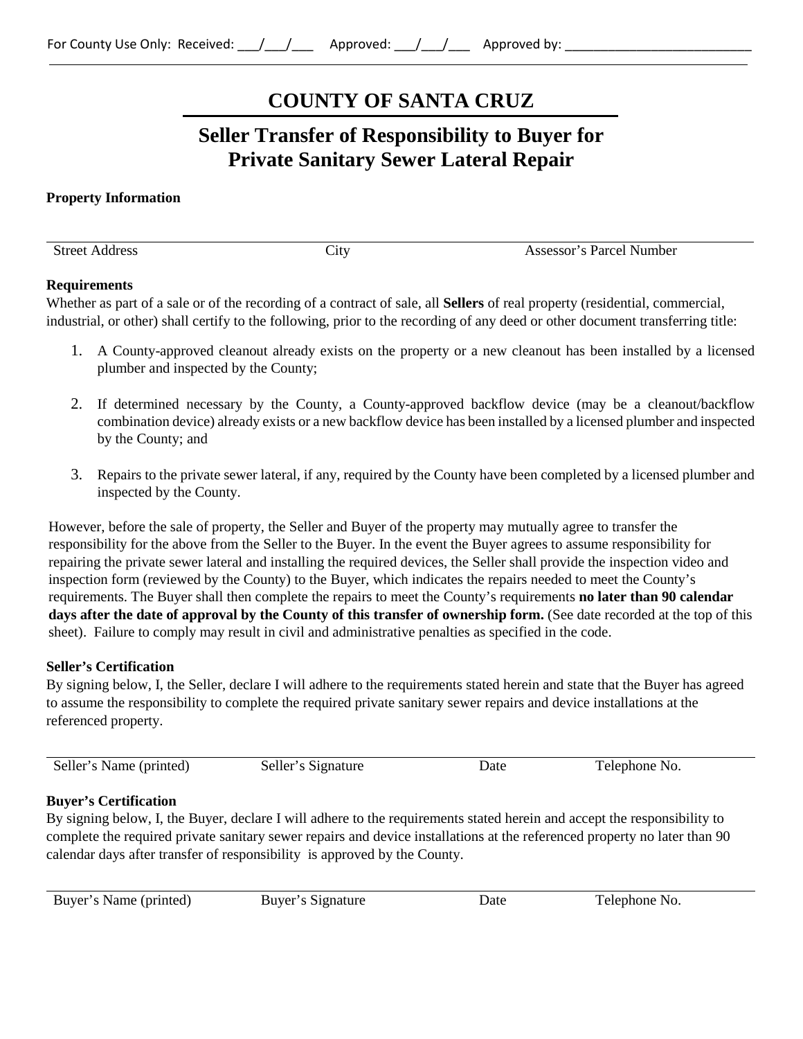For County Use Only: Received: ___/___/___ Approved: ___/___/___ Approved by: ___________________________

# COUNTY OF SANTA CRUZ

## Seller Transfer of Responsibility to Buyer for Private Sanitary Sewer Lateral Repair

**Property Information**

| Street Address | City | Assessor's Parcel Number |
|---|---|---|

**Requirements**

Whether as part of a sale or of the recording of a contract of sale, all **Sellers** of real property (residential, commercial, industrial, or other) shall certify to the following, prior to the recording of any deed or other document transferring title:

1. A County-approved cleanout already exists on the property or a new cleanout has been installed by a licensed plumber and inspected by the County;
2. If determined necessary by the County, a County-approved backflow device (may be a cleanout/backflow combination device) already exists or a new backflow device has been installed by a licensed plumber and inspected by the County; and
3. Repairs to the private sewer lateral, if any, required by the County have been completed by a licensed plumber and inspected by the County.

However, before the sale of property, the Seller and Buyer of the property may mutually agree to transfer the responsibility for the above from the Seller to the Buyer. In the event the Buyer agrees to assume responsibility for repairing the private sewer lateral and installing the required devices, the Seller shall provide the inspection video and inspection form (reviewed by the County) to the Buyer, which indicates the repairs needed to meet the County's requirements. The Buyer shall then complete the repairs to meet the County's requirements **no later than 90 calendar days after the date of approval by the County of this transfer of ownership form.** (See date recorded at the top of this sheet). Failure to comply may result in civil and administrative penalties as specified in the code.

**Seller's Certification**

By signing below, I, the Seller, declare I will adhere to the requirements stated herein and state that the Buyer has agreed to assume the responsibility to complete the required private sanitary sewer repairs and device installations at the referenced property.

| Seller's Name (printed) | Seller's Signature | Date | Telephone No. |
|---|---|---|---|

**Buyer's Certification**

By signing below, I, the Buyer, declare I will adhere to the requirements stated herein and accept the responsibility to complete the required private sanitary sewer repairs and device installations at the referenced property no later than 90 calendar days after transfer of responsibility is approved by the County.

| Buyer's Name (printed) | Buyer's Signature | Date | Telephone No. |
|---|---|---|---|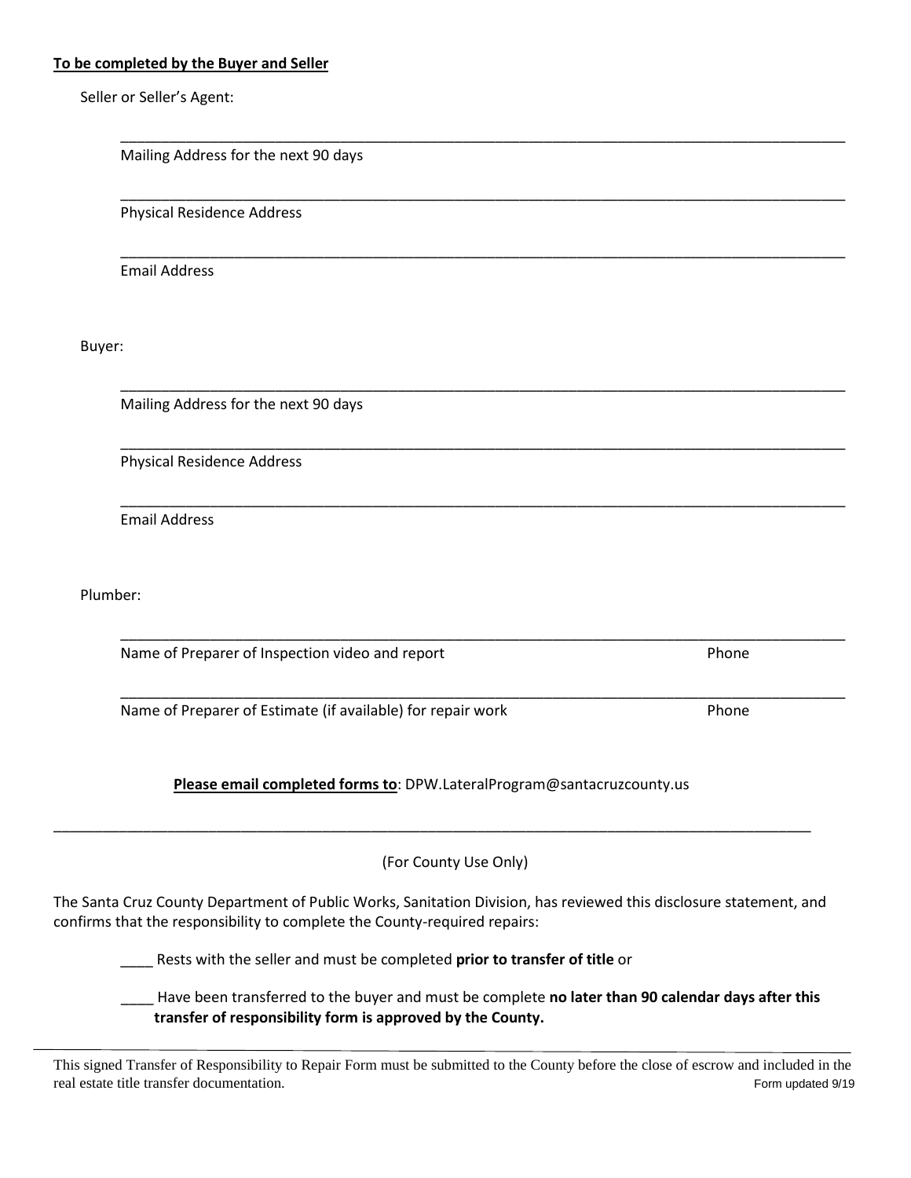**To be completed by the Buyer and Seller**

Seller or Seller's Agent:

______________________________________________________________________________

Mailing Address for the next 90 days

______________________________________________________________________________

Physical Residence Address

______________________________________________________________________________

Email Address

Buyer:

______________________________________________________________________________

Mailing Address for the next 90 days

______________________________________________________________________________

Physical Residence Address

______________________________________________________________________________

Email Address

Plumber:

______________________________________________________________________________

Name of Preparer of Inspection video and report Phone

______________________________________________________________________________

Name of Preparer of Estimate (if available) for repair work Phone

**Please email completed forms to**: DPW.LateralProgram@santacruzcounty.us

______________________________________________________________________________

(For County Use Only)

The Santa Cruz County Department of Public Works, Sanitation Division, has reviewed this disclosure statement, and confirms that the responsibility to complete the County-required repairs:

____ Rests with the seller and must be completed **prior to transfer of title** or

____ Have been transferred to the buyer and must be complete **no later than 90 calendar days after this transfer of responsibility form is approved by the County.**

This signed Transfer of Responsibility to Repair Form must be submitted to the County before the close of escrow and included in the real estate title transfer documentation.

Form updated 9/19